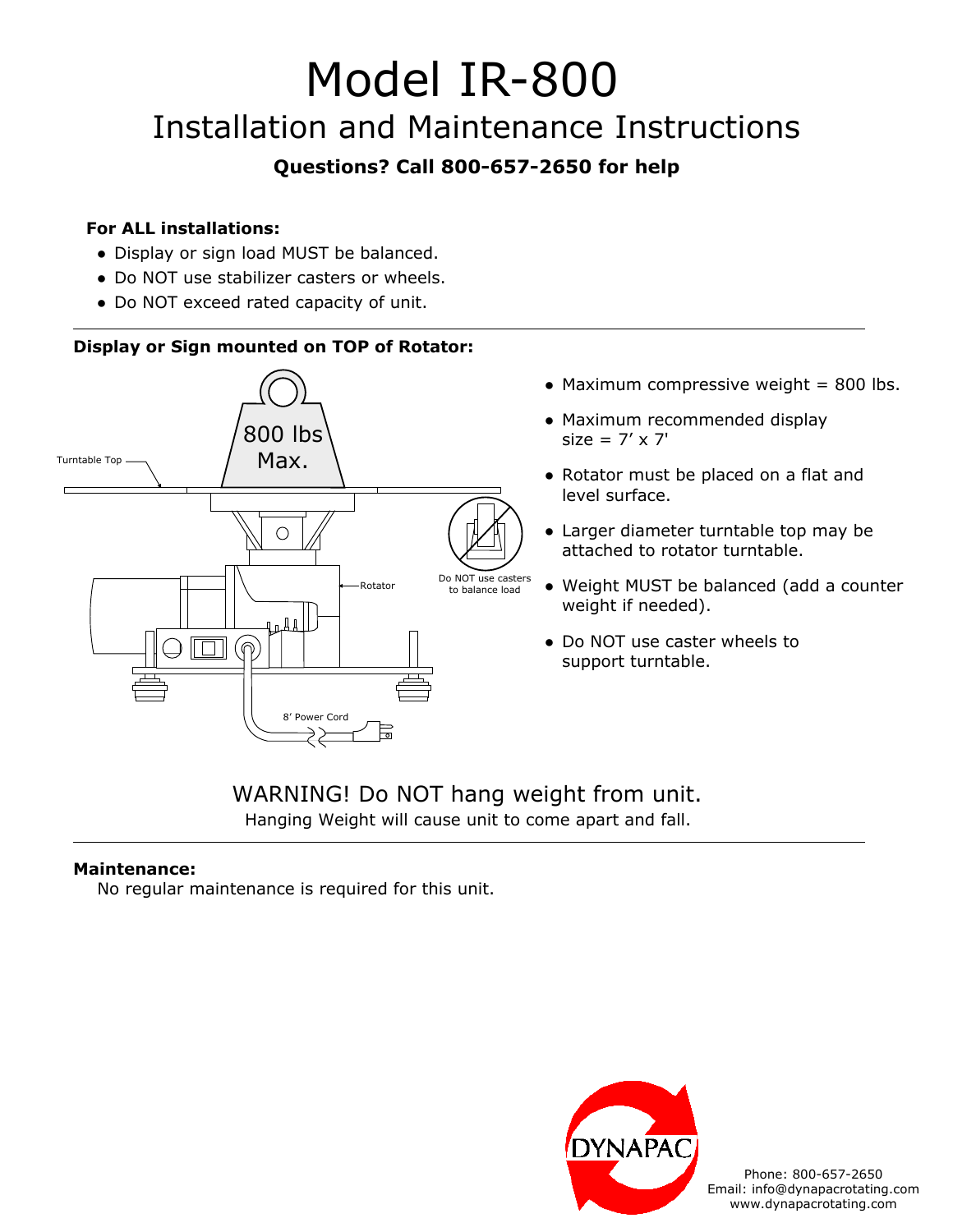# Model IR-800

## Installation and Maintenance Instructions

**Questions? Call 800-657-2650 for help**

**For ALL installations:**

- Display or sign load MUST be balanced.
- Do NOT use stabilizer casters or wheels.
- Do NOT exceed rated capacity of unit.

---

**Display or Sign mounted on TOP of Rotator:**

800 lbs Max.

Turntable Top

Rotator

Do NOT use casters to balance load

8' Power Cord

- Maximum compressive weight = 800 lbs.
- Maximum recommended display size = 7' x 7'
- Rotator must be placed on a flat and level surface.
- Larger diameter turntable top may be attached to rotator turntable.
- Weight MUST be balanced (add a counter weight if needed).
- Do NOT use caster wheels to support turntable.

WARNING! Do NOT hang weight from unit.

Hanging Weight will cause unit to come apart and fall.

---

**Maintenance:**

No regular maintenance is required for this unit.

DYNAPAC

Phone: 800-657-2650
Email: info@dynapacrotating.com
www.dynapacrotating.com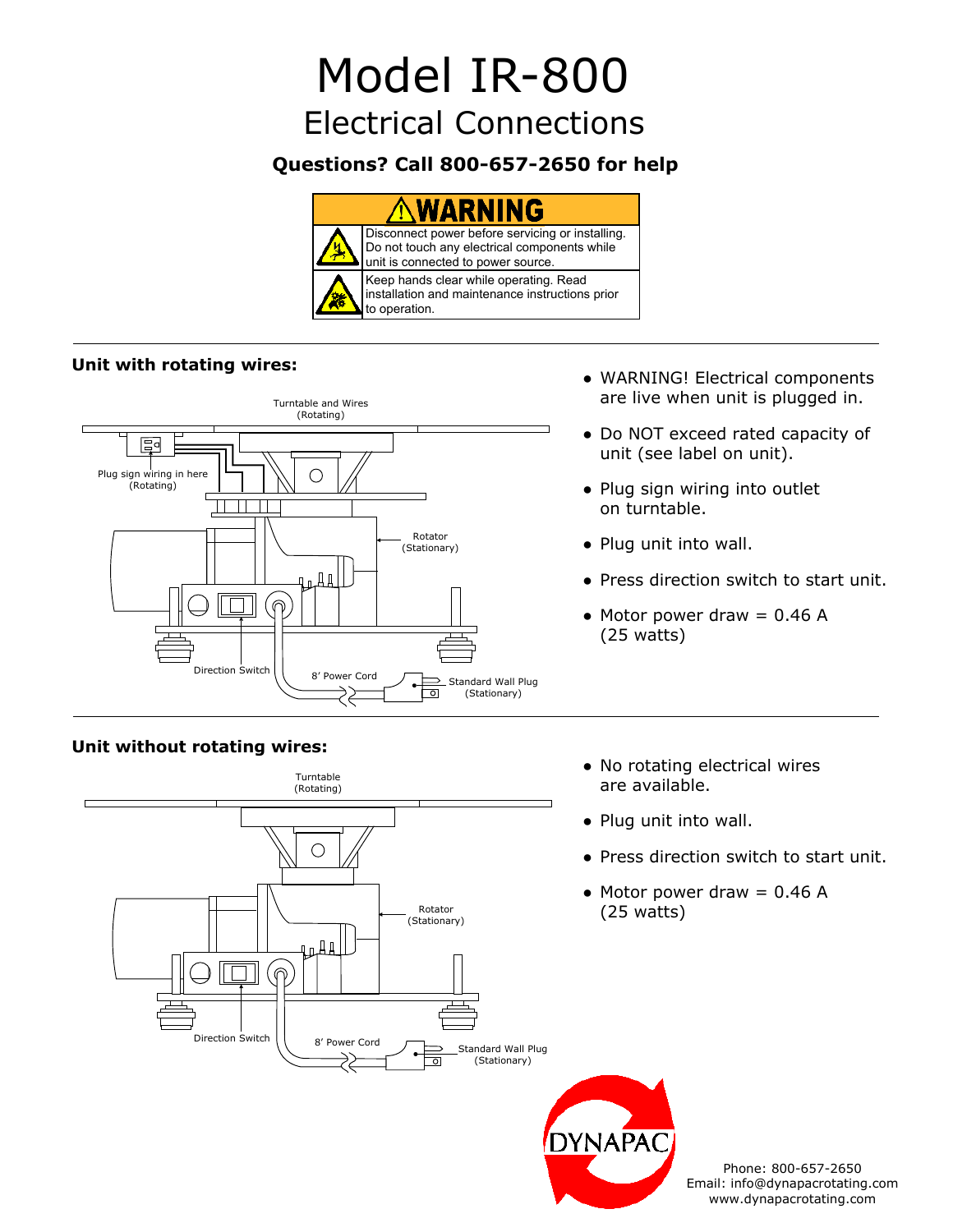# Model IR-800

## Electrical Connections

### Questions? Call 800-657-2650 for help

**⚠WARNING**

Disconnect power before servicing or installing. Do not touch any electrical components while unit is connected to power source.

Keep hands clear while operating. Read installation and maintenance instructions prior to operation.

---

### Unit with rotating wires:

Turntable and Wires (Rotating)

Plug sign wiring in here (Rotating)

Rotator (Stationary)

Direction Switch

8' Power Cord

Standard Wall Plug (Stationary)

- WARNING! Electrical components are live when unit is plugged in.
- Do NOT exceed rated capacity of unit (see label on unit).
- Plug sign wiring into outlet on turntable.
- Plug unit into wall.
- Press direction switch to start unit.
- Motor power draw = 0.46 A (25 watts)

---

### Unit without rotating wires:

Turntable (Rotating)

Rotator (Stationary)

Direction Switch

8' Power Cord

Standard Wall Plug (Stationary)

- No rotating electrical wires are available.
- Plug unit into wall.
- Press direction switch to start unit.
- Motor power draw = 0.46 A (25 watts)

DYNAPAC

Phone: 800-657-2650
Email: info@dynapacrotating.com
www.dynapacrotating.com